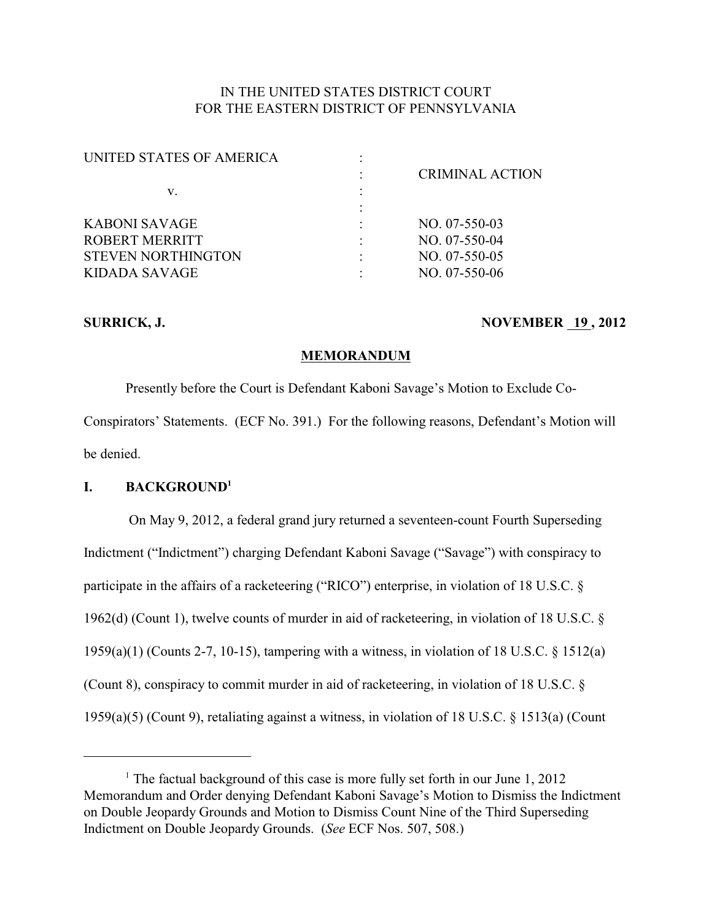IN THE UNITED STATES DISTRICT COURT
FOR THE EASTERN DISTRICT OF PENNSYLVANIA

| | | |
|---|---|---|
| UNITED STATES OF AMERICA | : | |
| | : | CRIMINAL ACTION |
| v. | : | |
| | : | |
| KABONI SAVAGE | : | NO. 07-550-03 |
| ROBERT MERRITT | : | NO. 07-550-04 |
| STEVEN NORTHINGTON | : | NO. 07-550-05 |
| KIDADA SAVAGE | : | NO. 07-550-06 |

**SURRICK, J.** **NOVEMBER 19, 2012**

**MEMORANDUM**

Presently before the Court is Defendant Kaboni Savage's Motion to Exclude Co-Conspirators' Statements. (ECF No. 391.) For the following reasons, Defendant's Motion will be denied.

## I. BACKGROUND[1]

On May 9, 2012, a federal grand jury returned a seventeen-count Fourth Superseding Indictment ("Indictment") charging Defendant Kaboni Savage ("Savage") with conspiracy to participate in the affairs of a racketeering ("RICO") enterprise, in violation of 18 U.S.C. § 1962(d) (Count 1), twelve counts of murder in aid of racketeering, in violation of 18 U.S.C. § 1959(a)(1) (Counts 2-7, 10-15), tampering with a witness, in violation of 18 U.S.C. § 1512(a) (Count 8), conspiracy to commit murder in aid of racketeering, in violation of 18 U.S.C. § 1959(a)(5) (Count 9), retaliating against a witness, in violation of 18 U.S.C. § 1513(a) (Count

---

[1] The factual background of this case is more fully set forth in our June 1, 2012 Memorandum and Order denying Defendant Kaboni Savage's Motion to Dismiss the Indictment on Double Jeopardy Grounds and Motion to Dismiss Count Nine of the Third Superseding Indictment on Double Jeopardy Grounds. (*See* ECF Nos. 507, 508.)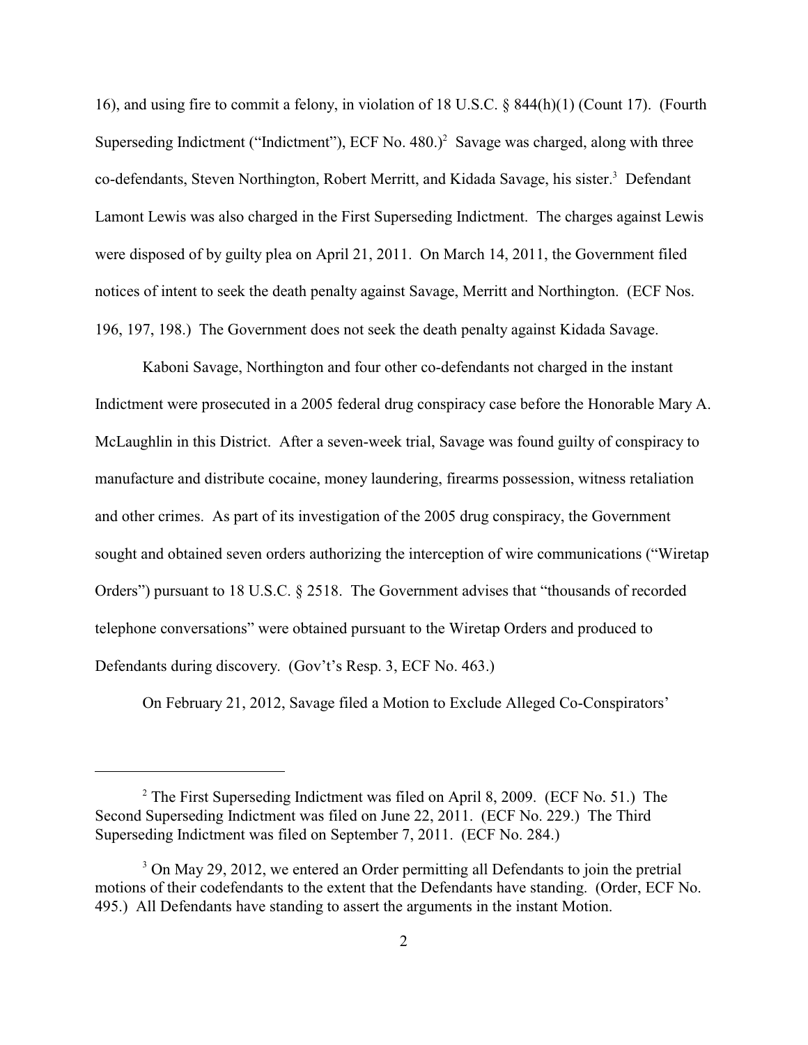16), and using fire to commit a felony, in violation of 18 U.S.C. § 844(h)(1) (Count 17). (Fourth Superseding Indictment ("Indictment"), ECF No. 480.)[2] Savage was charged, along with three co-defendants, Steven Northington, Robert Merritt, and Kidada Savage, his sister.[3] Defendant Lamont Lewis was also charged in the First Superseding Indictment. The charges against Lewis were disposed of by guilty plea on April 21, 2011. On March 14, 2011, the Government filed notices of intent to seek the death penalty against Savage, Merritt and Northington. (ECF Nos. 196, 197, 198.) The Government does not seek the death penalty against Kidada Savage.

Kaboni Savage, Northington and four other co-defendants not charged in the instant Indictment were prosecuted in a 2005 federal drug conspiracy case before the Honorable Mary A. McLaughlin in this District. After a seven-week trial, Savage was found guilty of conspiracy to manufacture and distribute cocaine, money laundering, firearms possession, witness retaliation and other crimes. As part of its investigation of the 2005 drug conspiracy, the Government sought and obtained seven orders authorizing the interception of wire communications ("Wiretap Orders") pursuant to 18 U.S.C. § 2518. The Government advises that "thousands of recorded telephone conversations" were obtained pursuant to the Wiretap Orders and produced to Defendants during discovery. (Gov't's Resp. 3, ECF No. 463.)

On February 21, 2012, Savage filed a Motion to Exclude Alleged Co-Conspirators'

---

[2] The First Superseding Indictment was filed on April 8, 2009. (ECF No. 51.) The Second Superseding Indictment was filed on June 22, 2011. (ECF No. 229.) The Third Superseding Indictment was filed on September 7, 2011. (ECF No. 284.)

[3] On May 29, 2012, we entered an Order permitting all Defendants to join the pretrial motions of their codefendants to the extent that the Defendants have standing. (Order, ECF No. 495.) All Defendants have standing to assert the arguments in the instant Motion.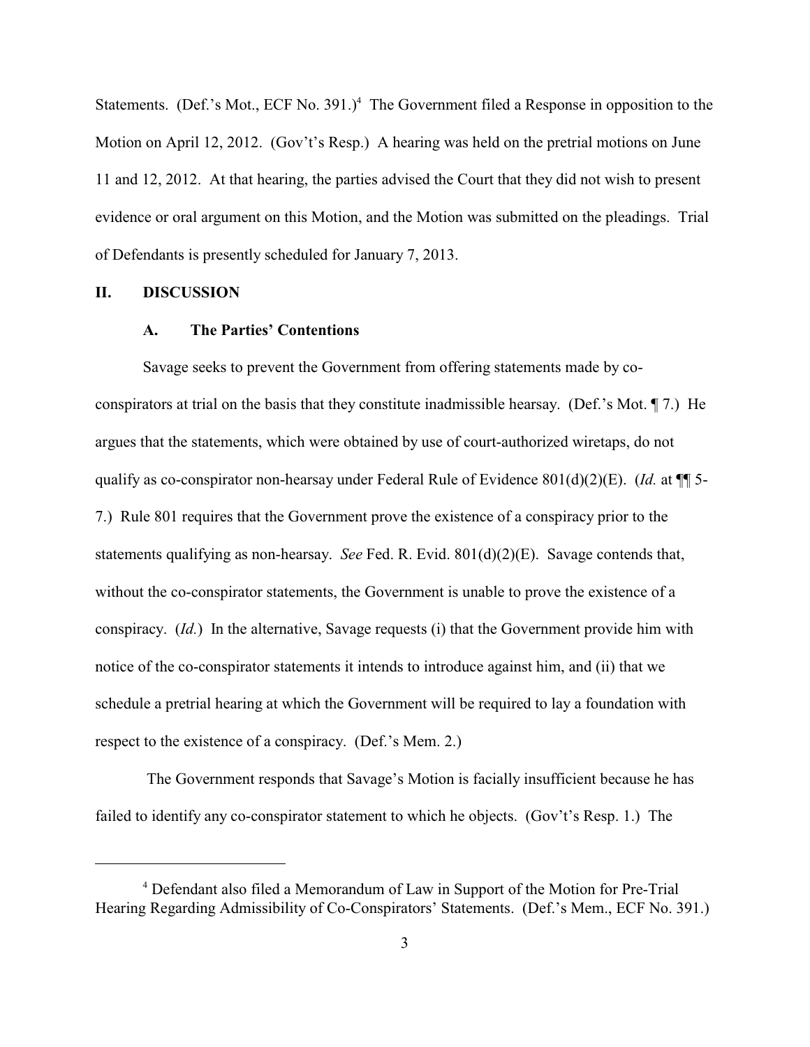Statements. (Def.'s Mot., ECF No. 391.)[4] The Government filed a Response in opposition to the Motion on April 12, 2012. (Gov't's Resp.) A hearing was held on the pretrial motions on June 11 and 12, 2012. At that hearing, the parties advised the Court that they did not wish to present evidence or oral argument on this Motion, and the Motion was submitted on the pleadings. Trial of Defendants is presently scheduled for January 7, 2013.

## II. DISCUSSION

### A. The Parties' Contentions

Savage seeks to prevent the Government from offering statements made by co-conspirators at trial on the basis that they constitute inadmissible hearsay. (Def.'s Mot. ¶ 7.) He argues that the statements, which were obtained by use of court-authorized wiretaps, do not qualify as co-conspirator non-hearsay under Federal Rule of Evidence 801(d)(2)(E). (*Id.* at ¶¶ 5-7.) Rule 801 requires that the Government prove the existence of a conspiracy prior to the statements qualifying as non-hearsay. *See* Fed. R. Evid. 801(d)(2)(E). Savage contends that, without the co-conspirator statements, the Government is unable to prove the existence of a conspiracy. (*Id.*) In the alternative, Savage requests (i) that the Government provide him with notice of the co-conspirator statements it intends to introduce against him, and (ii) that we schedule a pretrial hearing at which the Government will be required to lay a foundation with respect to the existence of a conspiracy. (Def.'s Mem. 2.)

The Government responds that Savage's Motion is facially insufficient because he has failed to identify any co-conspirator statement to which he objects. (Gov't's Resp. 1.) The

[4] Defendant also filed a Memorandum of Law in Support of the Motion for Pre-Trial Hearing Regarding Admissibility of Co-Conspirators' Statements. (Def.'s Mem., ECF No. 391.)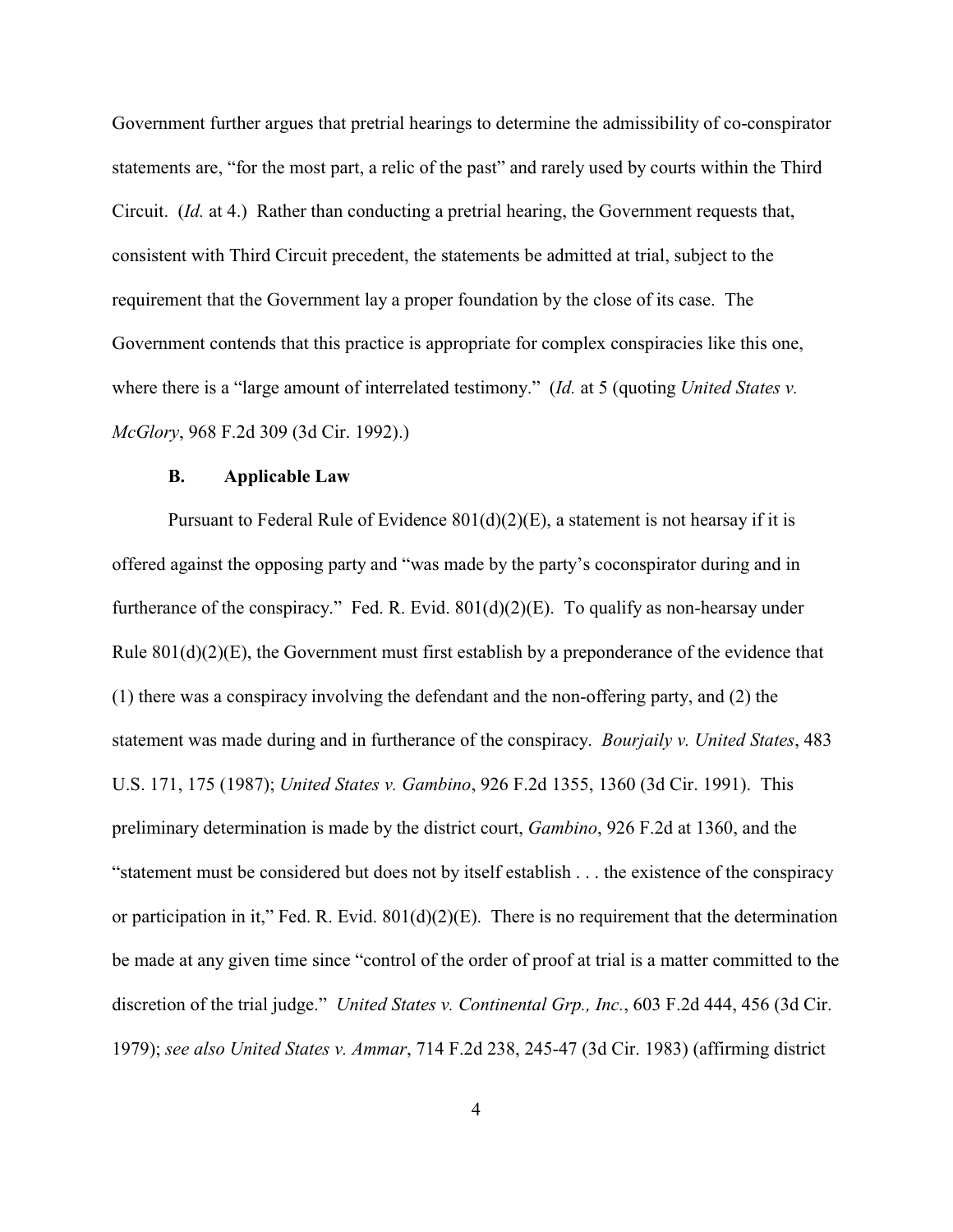Government further argues that pretrial hearings to determine the admissibility of co-conspirator statements are, "for the most part, a relic of the past" and rarely used by courts within the Third Circuit. (*Id.* at 4.) Rather than conducting a pretrial hearing, the Government requests that, consistent with Third Circuit precedent, the statements be admitted at trial, subject to the requirement that the Government lay a proper foundation by the close of its case. The Government contends that this practice is appropriate for complex conspiracies like this one, where there is a "large amount of interrelated testimony." (*Id.* at 5 (quoting *United States v. McGlory*, 968 F.2d 309 (3d Cir. 1992).)

### B. Applicable Law

Pursuant to Federal Rule of Evidence 801(d)(2)(E), a statement is not hearsay if it is offered against the opposing party and "was made by the party's coconspirator during and in furtherance of the conspiracy." Fed. R. Evid. 801(d)(2)(E). To qualify as non-hearsay under Rule 801(d)(2)(E), the Government must first establish by a preponderance of the evidence that (1) there was a conspiracy involving the defendant and the non-offering party, and (2) the statement was made during and in furtherance of the conspiracy. *Bourjaily v. United States*, 483 U.S. 171, 175 (1987); *United States v. Gambino*, 926 F.2d 1355, 1360 (3d Cir. 1991). This preliminary determination is made by the district court, *Gambino*, 926 F.2d at 1360, and the "statement must be considered but does not by itself establish . . . the existence of the conspiracy or participation in it," Fed. R. Evid. 801(d)(2)(E). There is no requirement that the determination be made at any given time since "control of the order of proof at trial is a matter committed to the discretion of the trial judge." *United States v. Continental Grp., Inc.*, 603 F.2d 444, 456 (3d Cir. 1979); *see also United States v. Ammar*, 714 F.2d 238, 245-47 (3d Cir. 1983) (affirming district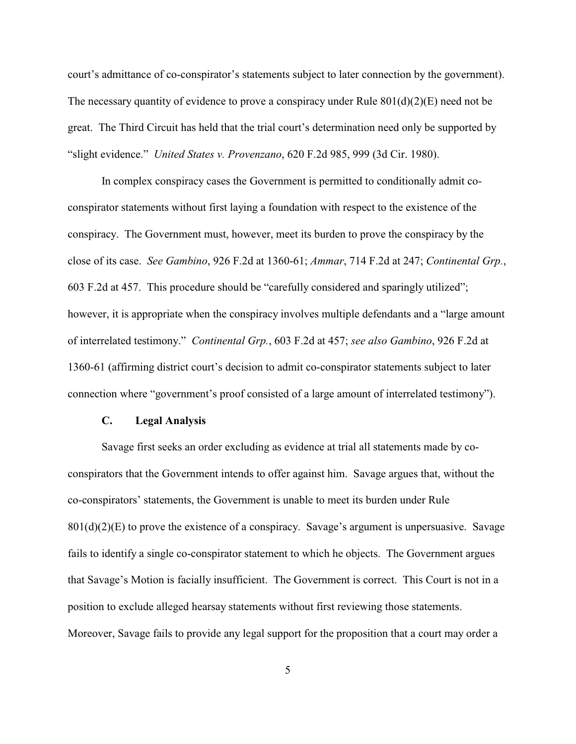court's admittance of co-conspirator's statements subject to later connection by the government). The necessary quantity of evidence to prove a conspiracy under Rule 801(d)(2)(E) need not be great. The Third Circuit has held that the trial court's determination need only be supported by "slight evidence." *United States v. Provenzano*, 620 F.2d 985, 999 (3d Cir. 1980).

In complex conspiracy cases the Government is permitted to conditionally admit co-conspirator statements without first laying a foundation with respect to the existence of the conspiracy. The Government must, however, meet its burden to prove the conspiracy by the close of its case. *See Gambino*, 926 F.2d at 1360-61; *Ammar*, 714 F.2d at 247; *Continental Grp.*, 603 F.2d at 457. This procedure should be "carefully considered and sparingly utilized"; however, it is appropriate when the conspiracy involves multiple defendants and a "large amount of interrelated testimony." *Continental Grp.*, 603 F.2d at 457; *see also Gambino*, 926 F.2d at 1360-61 (affirming district court's decision to admit co-conspirator statements subject to later connection where "government's proof consisted of a large amount of interrelated testimony").

### C. Legal Analysis

Savage first seeks an order excluding as evidence at trial all statements made by co-conspirators that the Government intends to offer against him. Savage argues that, without the co-conspirators' statements, the Government is unable to meet its burden under Rule 801(d)(2)(E) to prove the existence of a conspiracy. Savage's argument is unpersuasive. Savage fails to identify a single co-conspirator statement to which he objects. The Government argues that Savage's Motion is facially insufficient. The Government is correct. This Court is not in a position to exclude alleged hearsay statements without first reviewing those statements. Moreover, Savage fails to provide any legal support for the proposition that a court may order a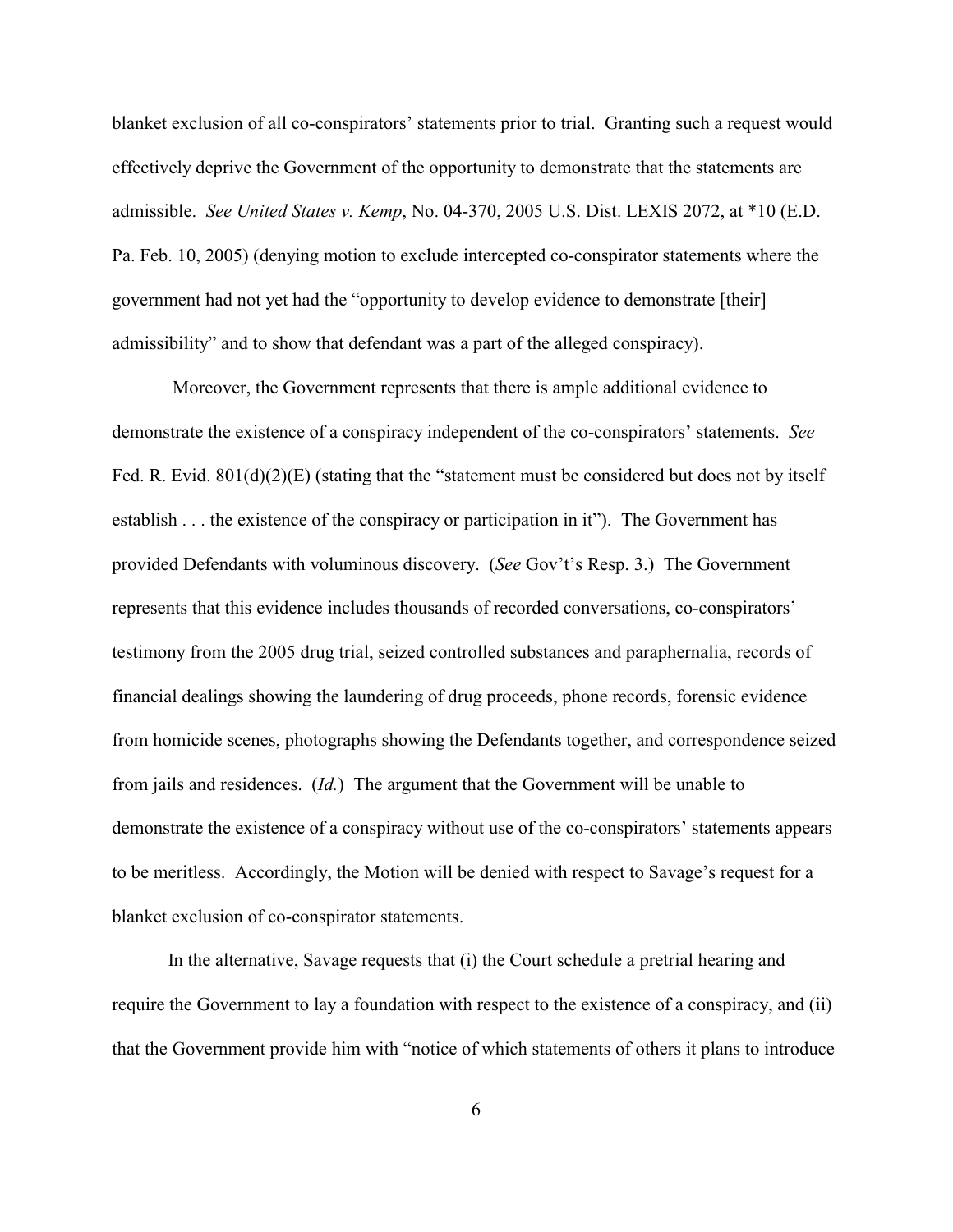blanket exclusion of all co-conspirators' statements prior to trial. Granting such a request would effectively deprive the Government of the opportunity to demonstrate that the statements are admissible. *See United States v. Kemp*, No. 04-370, 2005 U.S. Dist. LEXIS 2072, at *10 (E.D. Pa. Feb. 10, 2005) (denying motion to exclude intercepted co-conspirator statements where the government had not yet had the "opportunity to develop evidence to demonstrate [their] admissibility" and to show that defendant was a part of the alleged conspiracy).

Moreover, the Government represents that there is ample additional evidence to demonstrate the existence of a conspiracy independent of the co-conspirators' statements. *See* Fed. R. Evid. 801(d)(2)(E) (stating that the "statement must be considered but does not by itself establish . . . the existence of the conspiracy or participation in it"). The Government has provided Defendants with voluminous discovery. (*See* Gov't's Resp. 3.) The Government represents that this evidence includes thousands of recorded conversations, co-conspirators' testimony from the 2005 drug trial, seized controlled substances and paraphernalia, records of financial dealings showing the laundering of drug proceeds, phone records, forensic evidence from homicide scenes, photographs showing the Defendants together, and correspondence seized from jails and residences. (*Id.*) The argument that the Government will be unable to demonstrate the existence of a conspiracy without use of the co-conspirators' statements appears to be meritless. Accordingly, the Motion will be denied with respect to Savage's request for a blanket exclusion of co-conspirator statements.

In the alternative, Savage requests that (i) the Court schedule a pretrial hearing and require the Government to lay a foundation with respect to the existence of a conspiracy, and (ii) that the Government provide him with "notice of which statements of others it plans to introduce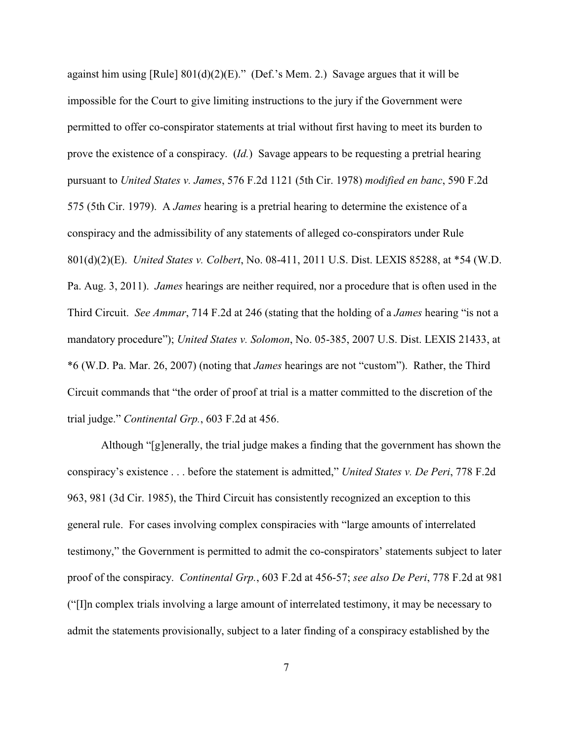against him using [Rule] 801(d)(2)(E)." (Def.'s Mem. 2.) Savage argues that it will be impossible for the Court to give limiting instructions to the jury if the Government were permitted to offer co-conspirator statements at trial without first having to meet its burden to prove the existence of a conspiracy. (*Id.*) Savage appears to be requesting a pretrial hearing pursuant to *United States v. James*, 576 F.2d 1121 (5th Cir. 1978) *modified en banc*, 590 F.2d 575 (5th Cir. 1979). A *James* hearing is a pretrial hearing to determine the existence of a conspiracy and the admissibility of any statements of alleged co-conspirators under Rule 801(d)(2)(E). *United States v. Colbert*, No. 08-411, 2011 U.S. Dist. LEXIS 85288, at *54 (W.D. Pa. Aug. 3, 2011). *James* hearings are neither required, nor a procedure that is often used in the Third Circuit. *See Ammar*, 714 F.2d at 246 (stating that the holding of a *James* hearing "is not a mandatory procedure"); *United States v. Solomon*, No. 05-385, 2007 U.S. Dist. LEXIS 21433, at *6 (W.D. Pa. Mar. 26, 2007) (noting that *James* hearings are not "custom"). Rather, the Third Circuit commands that "the order of proof at trial is a matter committed to the discretion of the trial judge." *Continental Grp.*, 603 F.2d at 456.

Although "[g]enerally, the trial judge makes a finding that the government has shown the conspiracy's existence . . . before the statement is admitted," *United States v. De Peri*, 778 F.2d 963, 981 (3d Cir. 1985), the Third Circuit has consistently recognized an exception to this general rule. For cases involving complex conspiracies with "large amounts of interrelated testimony," the Government is permitted to admit the co-conspirators' statements subject to later proof of the conspiracy. *Continental Grp.*, 603 F.2d at 456-57; *see also De Peri*, 778 F.2d at 981 ("[I]n complex trials involving a large amount of interrelated testimony, it may be necessary to admit the statements provisionally, subject to a later finding of a conspiracy established by the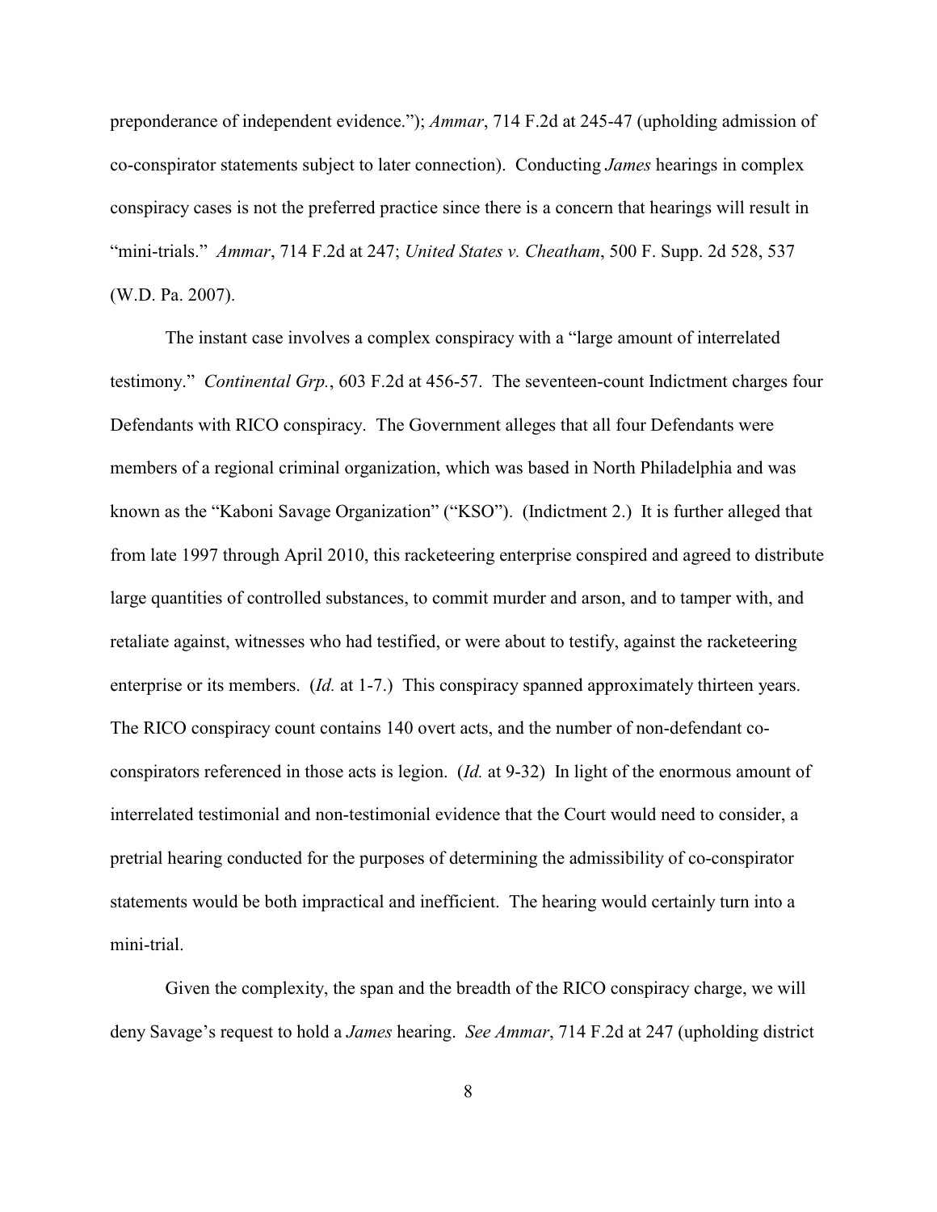preponderance of independent evidence."); *Ammar*, 714 F.2d at 245-47 (upholding admission of co-conspirator statements subject to later connection). Conducting *James* hearings in complex conspiracy cases is not the preferred practice since there is a concern that hearings will result in "mini-trials." *Ammar*, 714 F.2d at 247; *United States v. Cheatham*, 500 F. Supp. 2d 528, 537 (W.D. Pa. 2007).

The instant case involves a complex conspiracy with a "large amount of interrelated testimony." *Continental Grp.*, 603 F.2d at 456-57. The seventeen-count Indictment charges four Defendants with RICO conspiracy. The Government alleges that all four Defendants were members of a regional criminal organization, which was based in North Philadelphia and was known as the "Kaboni Savage Organization" ("KSO"). (Indictment 2.) It is further alleged that from late 1997 through April 2010, this racketeering enterprise conspired and agreed to distribute large quantities of controlled substances, to commit murder and arson, and to tamper with, and retaliate against, witnesses who had testified, or were about to testify, against the racketeering enterprise or its members. (*Id.* at 1-7.) This conspiracy spanned approximately thirteen years. The RICO conspiracy count contains 140 overt acts, and the number of non-defendant co-conspirators referenced in those acts is legion. (*Id.* at 9-32) In light of the enormous amount of interrelated testimonial and non-testimonial evidence that the Court would need to consider, a pretrial hearing conducted for the purposes of determining the admissibility of co-conspirator statements would be both impractical and inefficient. The hearing would certainly turn into a mini-trial.

Given the complexity, the span and the breadth of the RICO conspiracy charge, we will deny Savage's request to hold a *James* hearing. *See Ammar*, 714 F.2d at 247 (upholding district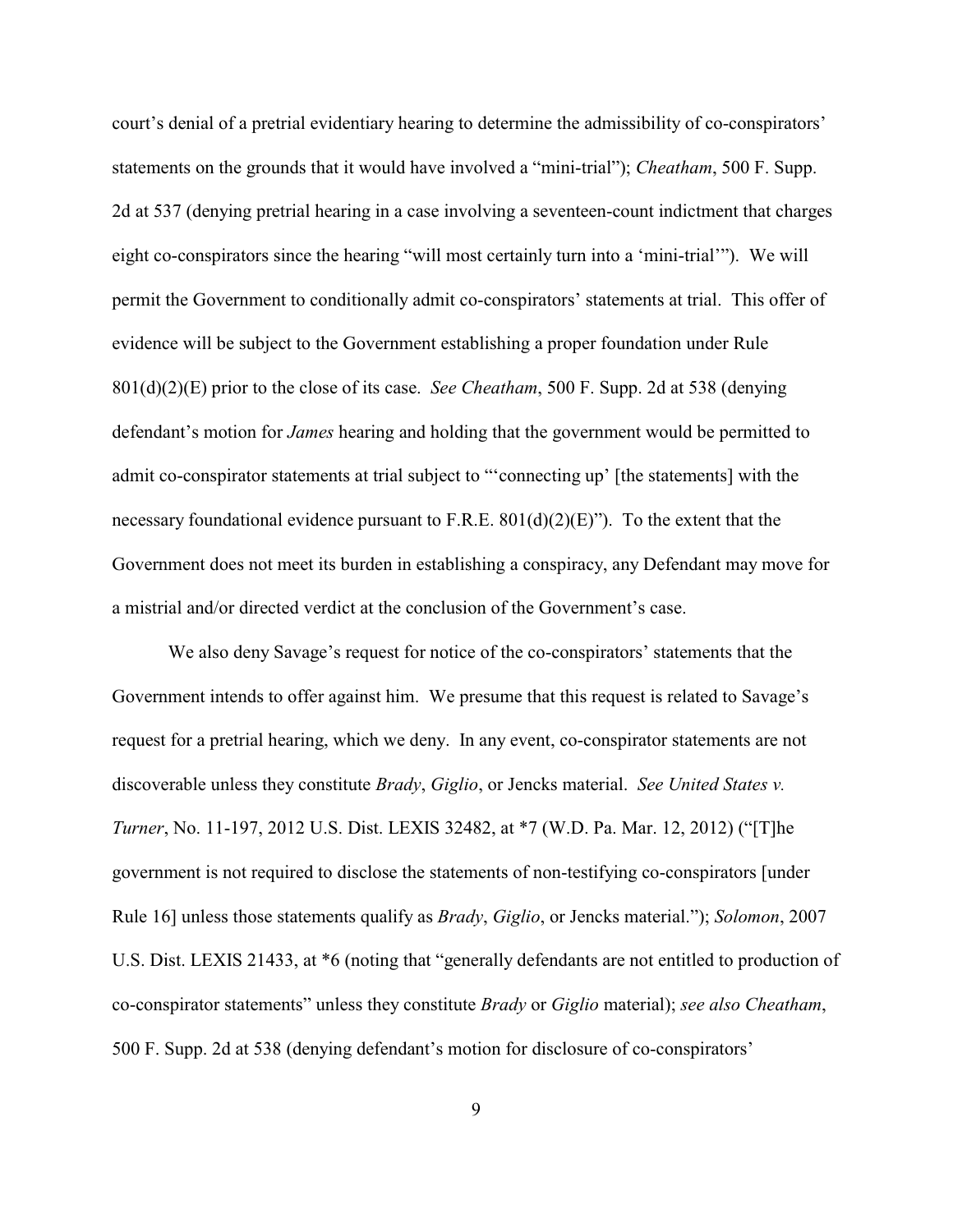court's denial of a pretrial evidentiary hearing to determine the admissibility of co-conspirators' statements on the grounds that it would have involved a "mini-trial"); *Cheatham*, 500 F. Supp. 2d at 537 (denying pretrial hearing in a case involving a seventeen-count indictment that charges eight co-conspirators since the hearing "will most certainly turn into a 'mini-trial'"). We will permit the Government to conditionally admit co-conspirators' statements at trial. This offer of evidence will be subject to the Government establishing a proper foundation under Rule 801(d)(2)(E) prior to the close of its case. *See Cheatham*, 500 F. Supp. 2d at 538 (denying defendant's motion for *James* hearing and holding that the government would be permitted to admit co-conspirator statements at trial subject to "'connecting up' [the statements] with the necessary foundational evidence pursuant to F.R.E. 801(d)(2)(E)"). To the extent that the Government does not meet its burden in establishing a conspiracy, any Defendant may move for a mistrial and/or directed verdict at the conclusion of the Government's case.

We also deny Savage's request for notice of the co-conspirators' statements that the Government intends to offer against him. We presume that this request is related to Savage's request for a pretrial hearing, which we deny. In any event, co-conspirator statements are not discoverable unless they constitute *Brady*, *Giglio*, or Jencks material. *See United States v. Turner*, No. 11-197, 2012 U.S. Dist. LEXIS 32482, at *7 (W.D. Pa. Mar. 12, 2012) ("[T]he government is not required to disclose the statements of non-testifying co-conspirators [under Rule 16] unless those statements qualify as *Brady*, *Giglio*, or Jencks material."); *Solomon*, 2007 U.S. Dist. LEXIS 21433, at *6 (noting that "generally defendants are not entitled to production of co-conspirator statements" unless they constitute *Brady* or *Giglio* material); *see also Cheatham*, 500 F. Supp. 2d at 538 (denying defendant's motion for disclosure of co-conspirators'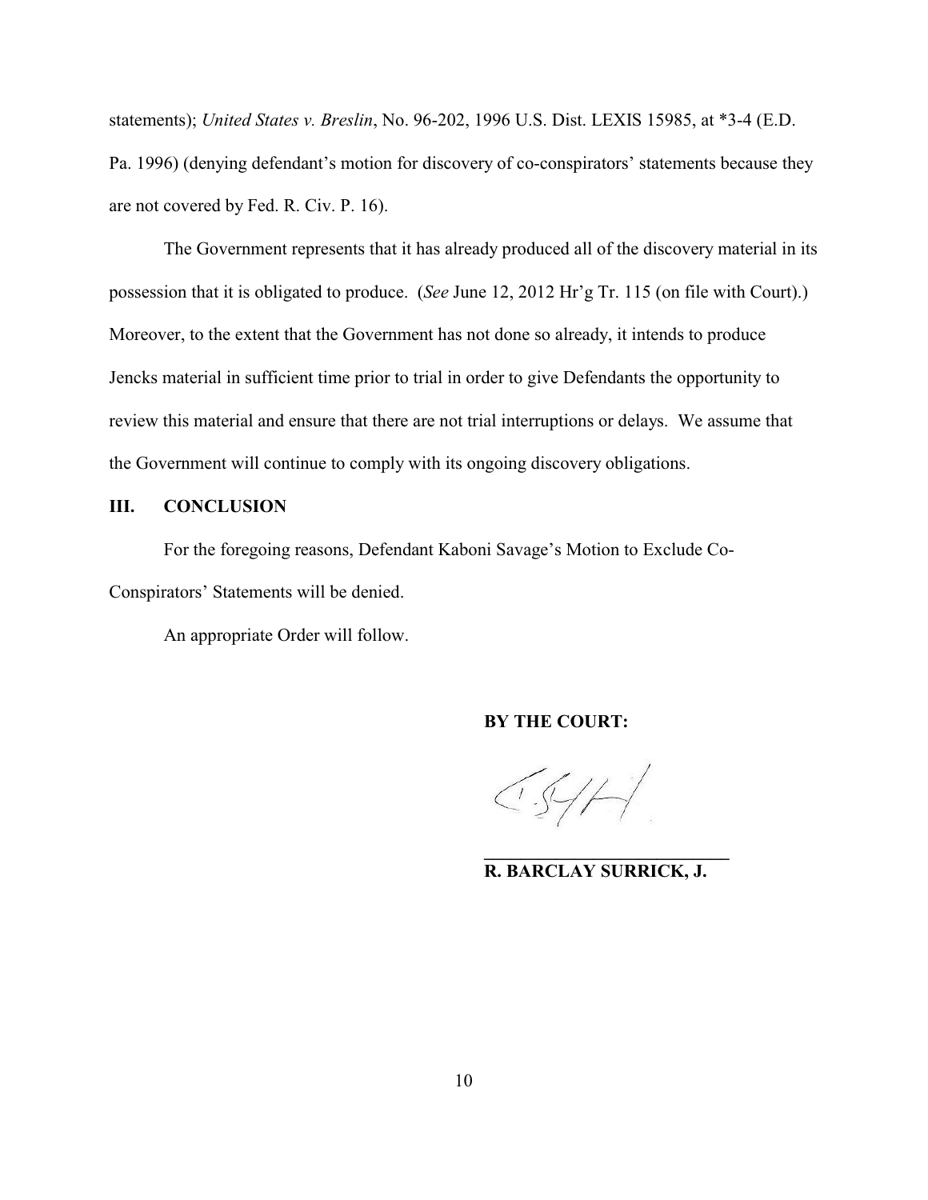statements); *United States v. Breslin*, No. 96-202, 1996 U.S. Dist. LEXIS 15985, at *3-4 (E.D. Pa. 1996) (denying defendant's motion for discovery of co-conspirators' statements because they are not covered by Fed. R. Civ. P. 16).

The Government represents that it has already produced all of the discovery material in its possession that it is obligated to produce. (*See* June 12, 2012 Hr'g Tr. 115 (on file with Court).) Moreover, to the extent that the Government has not done so already, it intends to produce Jencks material in sufficient time prior to trial in order to give Defendants the opportunity to review this material and ensure that there are not trial interruptions or delays. We assume that the Government will continue to comply with its ongoing discovery obligations.

## III. CONCLUSION

For the foregoing reasons, Defendant Kaboni Savage's Motion to Exclude Co-Conspirators' Statements will be denied.

An appropriate Order will follow.

**BY THE COURT:**

**R. BARCLAY SURRICK, J.**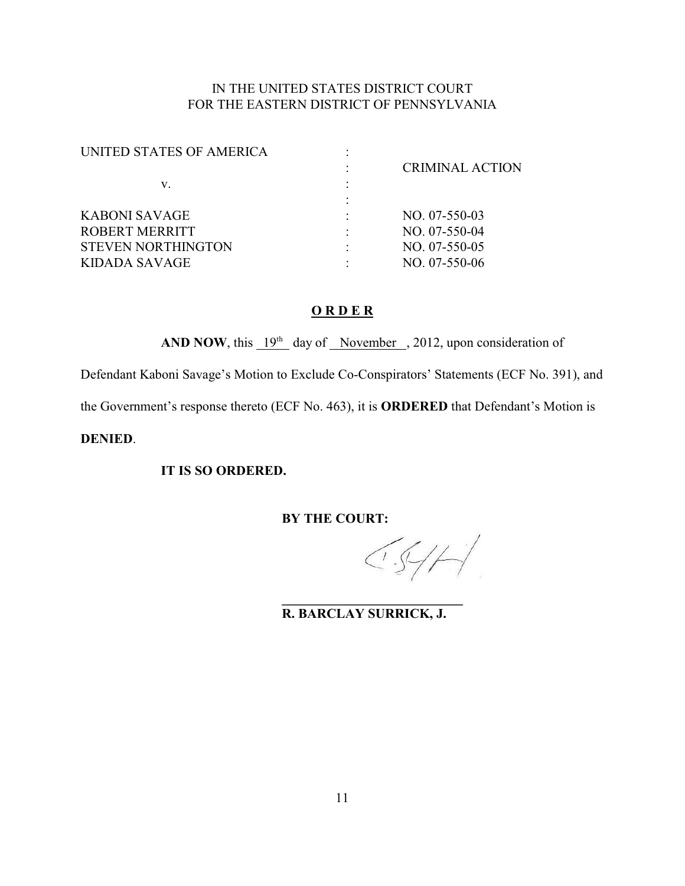IN THE UNITED STATES DISTRICT COURT
FOR THE EASTERN DISTRICT OF PENNSYLVANIA

| | | |
|---|---|---|
| UNITED STATES OF AMERICA | : | |
| | : | CRIMINAL ACTION |
| v. | : | |
| | : | |
| KABONI SAVAGE | : | NO. 07-550-03 |
| ROBERT MERRITT | : | NO. 07-550-04 |
| STEVEN NORTHINGTON | : | NO. 07-550-05 |
| KIDADA SAVAGE | : | NO. 07-550-06 |

**O R D E R**

**AND NOW**, this 19th day of November, 2012, upon consideration of Defendant Kaboni Savage's Motion to Exclude Co-Conspirators' Statements (ECF No. 391), and the Government's response thereto (ECF No. 463), it is **ORDERED** that Defendant's Motion is **DENIED**.

**IT IS SO ORDERED.**

**BY THE COURT:**

**R. BARCLAY SURRICK, J.**